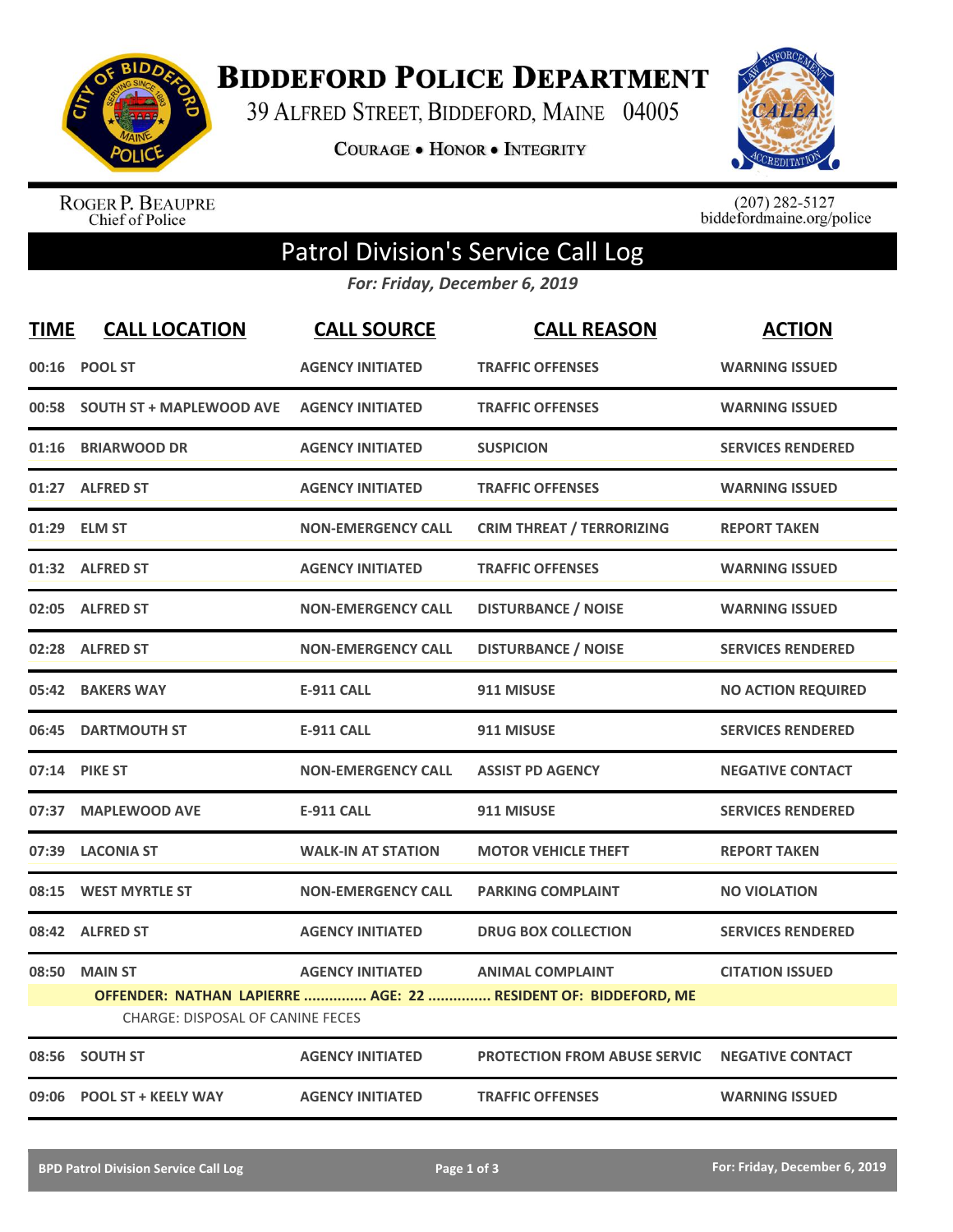# Biddeford Police Department

39 Alfred Street, Biddeford, Maine 04005

Courage • Honor • Integrity

Roger P. Beaupre
Chief of Police

(207) 282-5127
biddefordmaine.org/police

## Patrol Division's Service Call Log

*For: Friday, December 6, 2019*

| TIME | CALL LOCATION | CALL SOURCE | CALL REASON | ACTION |
|---|---|---|---|---|
| 00:16 | POOL ST | AGENCY INITIATED | TRAFFIC OFFENSES | WARNING ISSUED |
| 00:58 | SOUTH ST + MAPLEWOOD AVE | AGENCY INITIATED | TRAFFIC OFFENSES | WARNING ISSUED |
| 01:16 | BRIARWOOD DR | AGENCY INITIATED | SUSPICION | SERVICES RENDERED |
| 01:27 | ALFRED ST | AGENCY INITIATED | TRAFFIC OFFENSES | WARNING ISSUED |
| 01:29 | ELM ST | NON-EMERGENCY CALL | CRIM THREAT / TERRORIZING | REPORT TAKEN |
| 01:32 | ALFRED ST | AGENCY INITIATED | TRAFFIC OFFENSES | WARNING ISSUED |
| 02:05 | ALFRED ST | NON-EMERGENCY CALL | DISTURBANCE / NOISE | WARNING ISSUED |
| 02:28 | ALFRED ST | NON-EMERGENCY CALL | DISTURBANCE / NOISE | SERVICES RENDERED |
| 05:42 | BAKERS WAY | E-911 CALL | 911 MISUSE | NO ACTION REQUIRED |
| 06:45 | DARTMOUTH ST | E-911 CALL | 911 MISUSE | SERVICES RENDERED |
| 07:14 | PIKE ST | NON-EMERGENCY CALL | ASSIST PD AGENCY | NEGATIVE CONTACT |
| 07:37 | MAPLEWOOD AVE | E-911 CALL | 911 MISUSE | SERVICES RENDERED |
| 07:39 | LACONIA ST | WALK-IN AT STATION | MOTOR VEHICLE THEFT | REPORT TAKEN |
| 08:15 | WEST MYRTLE ST | NON-EMERGENCY CALL | PARKING COMPLAINT | NO VIOLATION |
| 08:42 | ALFRED ST | AGENCY INITIATED | DRUG BOX COLLECTION | SERVICES RENDERED |
| 08:50 | MAIN ST | AGENCY INITIATED | ANIMAL COMPLAINT | CITATION ISSUED |
| | OFFENDER: NATHAN LAPIERRE ............... AGE: 22 ............... RESIDENT OF: BIDDEFORD, ME | | | |
| | CHARGE: DISPOSAL OF CANINE FECES | | | |
| 08:56 | SOUTH ST | AGENCY INITIATED | PROTECTION FROM ABUSE SERVIC | NEGATIVE CONTACT |
| 09:06 | POOL ST + KEELY WAY | AGENCY INITIATED | TRAFFIC OFFENSES | WARNING ISSUED |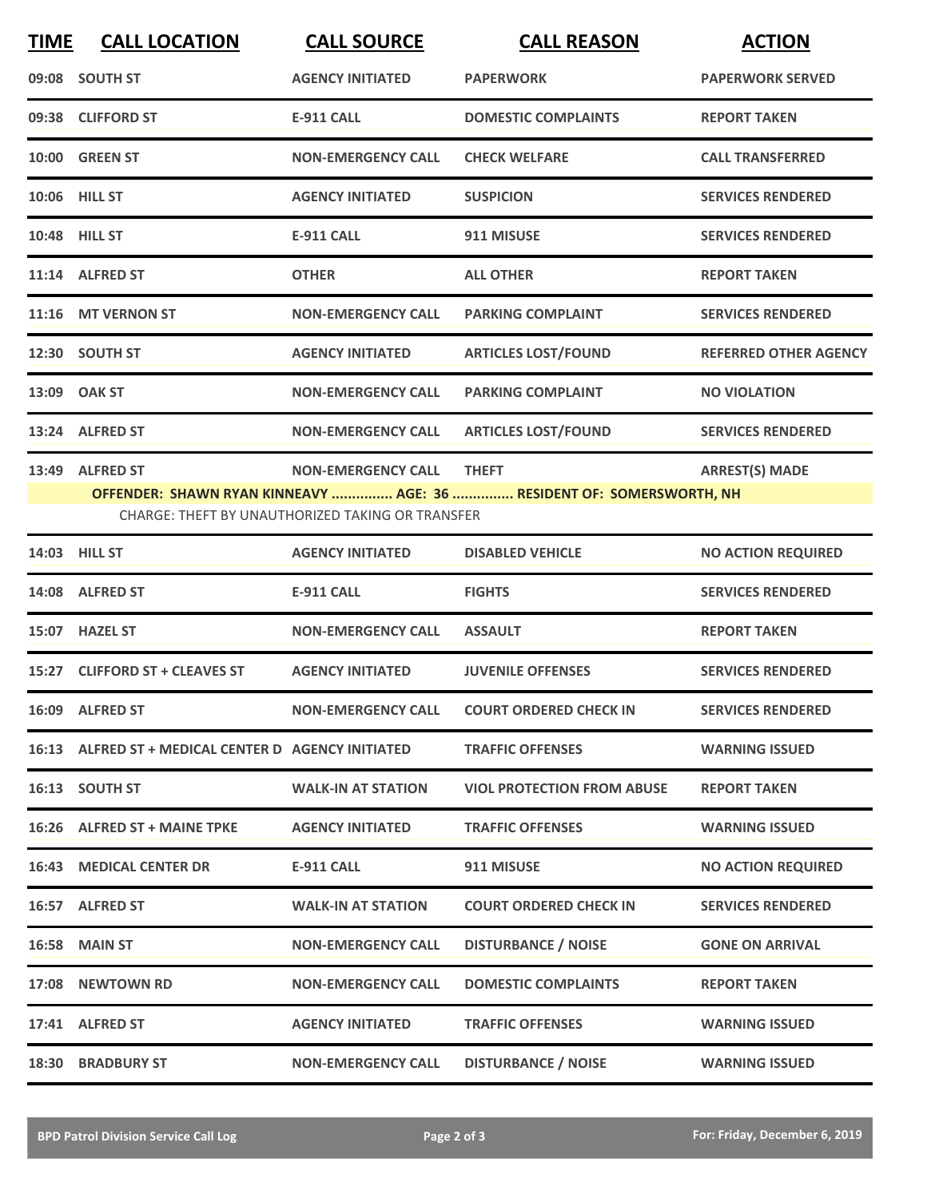| TIME | CALL LOCATION | CALL SOURCE | CALL REASON | ACTION |
|---|---|---|---|---|
| 09:08 | SOUTH ST | AGENCY INITIATED | PAPERWORK | PAPERWORK SERVED |
| 09:38 | CLIFFORD ST | E-911 CALL | DOMESTIC COMPLAINTS | REPORT TAKEN |
| 10:00 | GREEN ST | NON-EMERGENCY CALL | CHECK WELFARE | CALL TRANSFERRED |
| 10:06 | HILL ST | AGENCY INITIATED | SUSPICION | SERVICES RENDERED |
| 10:48 | HILL ST | E-911 CALL | 911 MISUSE | SERVICES RENDERED |
| 11:14 | ALFRED ST | OTHER | ALL OTHER | REPORT TAKEN |
| 11:16 | MT VERNON ST | NON-EMERGENCY CALL | PARKING COMPLAINT | SERVICES RENDERED |
| 12:30 | SOUTH ST | AGENCY INITIATED | ARTICLES LOST/FOUND | REFERRED OTHER AGENCY |
| 13:09 | OAK ST | NON-EMERGENCY CALL | PARKING COMPLAINT | NO VIOLATION |
| 13:24 | ALFRED ST | NON-EMERGENCY CALL | ARTICLES LOST/FOUND | SERVICES RENDERED |
| 13:49 | ALFRED ST | NON-EMERGENCY CALL | THEFT | ARREST(S) MADE |
| | **OFFENDER: SHAWN RYAN KINNEAVY ............... AGE: 36 ............... RESIDENT OF: SOMERSWORTH, NH** | | | |
| | CHARGE: THEFT BY UNAUTHORIZED TAKING OR TRANSFER | | | |
| 14:03 | HILL ST | AGENCY INITIATED | DISABLED VEHICLE | NO ACTION REQUIRED |
| 14:08 | ALFRED ST | E-911 CALL | FIGHTS | SERVICES RENDERED |
| 15:07 | HAZEL ST | NON-EMERGENCY CALL | ASSAULT | REPORT TAKEN |
| 15:27 | CLIFFORD ST + CLEAVES ST | AGENCY INITIATED | JUVENILE OFFENSES | SERVICES RENDERED |
| 16:09 | ALFRED ST | NON-EMERGENCY CALL | COURT ORDERED CHECK IN | SERVICES RENDERED |
| 16:13 | ALFRED ST + MEDICAL CENTER D | AGENCY INITIATED | TRAFFIC OFFENSES | WARNING ISSUED |
| 16:13 | SOUTH ST | WALK-IN AT STATION | VIOL PROTECTION FROM ABUSE | REPORT TAKEN |
| 16:26 | ALFRED ST + MAINE TPKE | AGENCY INITIATED | TRAFFIC OFFENSES | WARNING ISSUED |
| 16:43 | MEDICAL CENTER DR | E-911 CALL | 911 MISUSE | NO ACTION REQUIRED |
| 16:57 | ALFRED ST | WALK-IN AT STATION | COURT ORDERED CHECK IN | SERVICES RENDERED |
| 16:58 | MAIN ST | NON-EMERGENCY CALL | DISTURBANCE / NOISE | GONE ON ARRIVAL |
| 17:08 | NEWTOWN RD | NON-EMERGENCY CALL | DOMESTIC COMPLAINTS | REPORT TAKEN |
| 17:41 | ALFRED ST | AGENCY INITIATED | TRAFFIC OFFENSES | WARNING ISSUED |
| 18:30 | BRADBURY ST | NON-EMERGENCY CALL | DISTURBANCE / NOISE | WARNING ISSUED |

BPD Patrol Division Service Call Log — For: Friday, December 6, 2019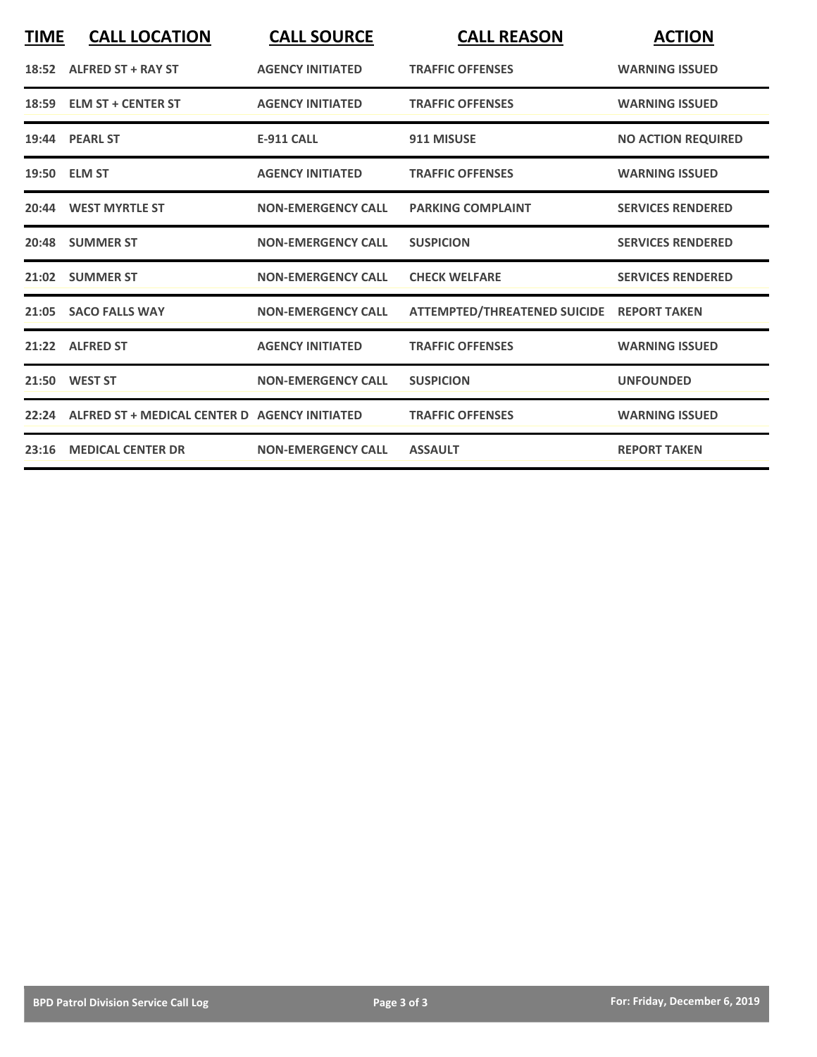| TIME | CALL LOCATION | CALL SOURCE | CALL REASON | ACTION |
| --- | --- | --- | --- | --- |
| 18:52 | ALFRED ST + RAY ST | AGENCY INITIATED | TRAFFIC OFFENSES | WARNING ISSUED |
| 18:59 | ELM ST + CENTER ST | AGENCY INITIATED | TRAFFIC OFFENSES | WARNING ISSUED |
| 19:44 | PEARL ST | E-911 CALL | 911 MISUSE | NO ACTION REQUIRED |
| 19:50 | ELM ST | AGENCY INITIATED | TRAFFIC OFFENSES | WARNING ISSUED |
| 20:44 | WEST MYRTLE ST | NON-EMERGENCY CALL | PARKING COMPLAINT | SERVICES RENDERED |
| 20:48 | SUMMER ST | NON-EMERGENCY CALL | SUSPICION | SERVICES RENDERED |
| 21:02 | SUMMER ST | NON-EMERGENCY CALL | CHECK WELFARE | SERVICES RENDERED |
| 21:05 | SACO FALLS WAY | NON-EMERGENCY CALL | ATTEMPTED/THREATENED SUICIDE | REPORT TAKEN |
| 21:22 | ALFRED ST | AGENCY INITIATED | TRAFFIC OFFENSES | WARNING ISSUED |
| 21:50 | WEST ST | NON-EMERGENCY CALL | SUSPICION | UNFOUNDED |
| 22:24 | ALFRED ST + MEDICAL CENTER D | AGENCY INITIATED | TRAFFIC OFFENSES | WARNING ISSUED |
| 23:16 | MEDICAL CENTER DR | NON-EMERGENCY CALL | ASSAULT | REPORT TAKEN |

BPD Patrol Division Service Call Log

For: Friday, December 6, 2019